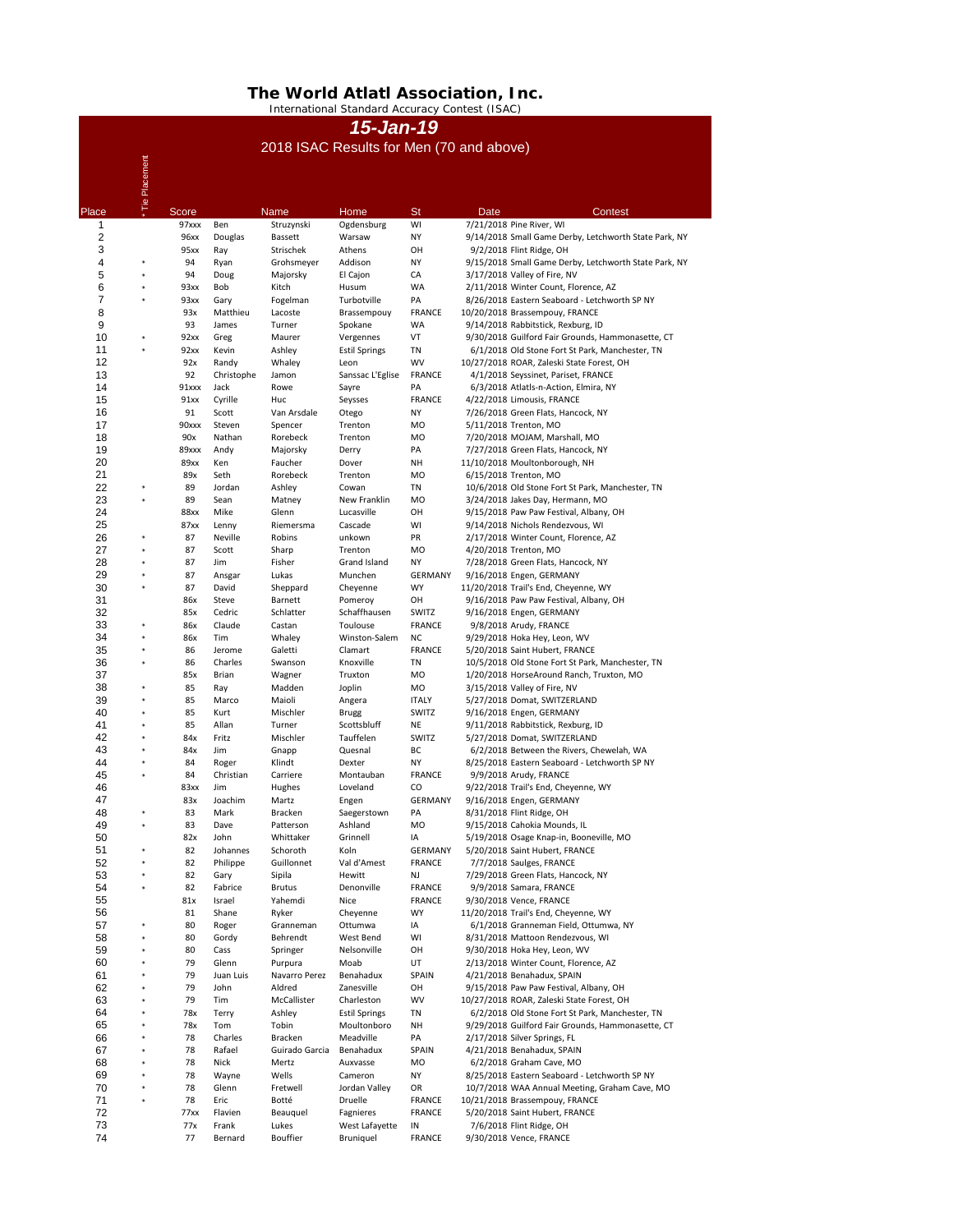# The World Atlatl Association, Inc.

International Standard Accuracy Contest (ISAC)

## *15-Jan-19*

### 2018 ISAC Results for Men (70 and above)

| Place | * Tie Placement | Score | Name | | Home | St | Date | Contest |
|---|---|---|---|---|---|---|---|---|
| 1 | | 97xxx | Ben | Struzynski | Ogdensburg | WI | 7/21/2018 | Pine River, WI |
| 2 | | 96xx | Douglas | Bassett | Warsaw | NY | 9/14/2018 | Small Game Derby, Letchworth State Park, NY |
| 3 | | 95xx | Ray | Strischek | Athens | OH | 9/2/2018 | Flint Ridge, OH |
| 4 | * | 94 | Ryan | Grohsmeyer | Addison | NY | 9/15/2018 | Small Game Derby, Letchworth State Park, NY |
| 5 | * | 94 | Doug | Majorsky | El Cajon | CA | 3/17/2018 | Valley of Fire, NV |
| 6 | * | 93xx | Bob | Kitch | Husum | WA | 2/11/2018 | Winter Count, Florence, AZ |
| 7 | * | 93xx | Gary | Fogelman | Turbotville | PA | 8/26/2018 | Eastern Seaboard - Letchworth SP NY |
| 8 | | 93x | Matthieu | Lacoste | Brassempouy | FRANCE | 10/20/2018 | Brassempouy, FRANCE |
| 9 | | 93 | James | Turner | Spokane | WA | 9/14/2018 | Rabbitstick, Rexburg, ID |
| 10 | * | 92xx | Greg | Maurer | Vergennes | VT | 9/30/2018 | Guilford Fair Grounds, Hammonasette, CT |
| 11 | * | 92xx | Kevin | Ashley | Estil Springs | TN | 6/1/2018 | Old Stone Fort St Park, Manchester, TN |
| 12 | | 92x | Randy | Whaley | Leon | WV | 10/27/2018 | ROAR, Zaleski State Forest, OH |
| 13 | | 92 | Christophe | Jamon | Sanssac L'Eglise | FRANCE | 4/1/2018 | Seyssinet, Pariset, FRANCE |
| 14 | | 91xxx | Jack | Rowe | Sayre | PA | 6/3/2018 | Atlatls-n-Action, Elmira, NY |
| 15 | | 91xx | Cyrille | Huc | Seysses | FRANCE | 4/22/2018 | Limousis, FRANCE |
| 16 | | 91 | Scott | Van Arsdale | Otego | NY | 7/26/2018 | Green Flats, Hancock, NY |
| 17 | | 90xxx | Steven | Spencer | Trenton | MO | 5/11/2018 | Trenton, MO |
| 18 | | 90x | Nathan | Rorebeck | Trenton | MO | 7/20/2018 | MOJAM, Marshall, MO |
| 19 | | 89xxx | Andy | Majorsky | Derry | PA | 7/27/2018 | Green Flats, Hancock, NY |
| 20 | | 89xx | Ken | Faucher | Dover | NH | 11/10/2018 | Moultonborough, NH |
| 21 | | 89x | Seth | Rorebeck | Trenton | MO | 6/15/2018 | Trenton, MO |
| 22 | * | 89 | Jordan | Ashley | Cowan | TN | 10/6/2018 | Old Stone Fort St Park, Manchester, TN |
| 23 | * | 89 | Sean | Matney | New Franklin | MO | 3/24/2018 | Jakes Day, Hermann, MO |
| 24 | | 88xx | Mike | Glenn | Lucasville | OH | 9/15/2018 | Paw Paw Festival, Albany, OH |
| 25 | | 87xx | Lenny | Riemersma | Cascade | WI | 9/14/2018 | Nichols Rendezvous, WI |
| 26 | * | 87 | Neville | Robins | unkown | PR | 2/17/2018 | Winter Count, Florence, AZ |
| 27 | * | 87 | Scott | Sharp | Trenton | MO | 4/20/2018 | Trenton, MO |
| 28 | * | 87 | Jim | Fisher | Grand Island | NY | 7/28/2018 | Green Flats, Hancock, NY |
| 29 | * | 87 | Ansgar | Lukas | Munchen | GERMANY | 9/16/2018 | Engen, GERMANY |
| 30 | * | 87 | David | Sheppard | Cheyenne | WY | 11/20/2018 | Trail's End, Cheyenne, WY |
| 31 | | 86x | Steve | Barnett | Pomeroy | OH | 9/16/2018 | Paw Paw Festival, Albany, OH |
| 32 | | 85x | Cedric | Schlatter | Schaffhausen | SWITZ | 9/16/2018 | Engen, GERMANY |
| 33 | * | 86x | Claude | Castan | Toulouse | FRANCE | 9/8/2018 | Arudy, FRANCE |
| 34 | * | 86x | Tim | Whaley | Winston-Salem | NC | 9/29/2018 | Hoka Hey, Leon, WV |
| 35 | * | 86 | Jerome | Galetti | Clamart | FRANCE | 5/20/2018 | Saint Hubert, FRANCE |
| 36 | * | 86 | Charles | Swanson | Knoxville | TN | 10/5/2018 | Old Stone Fort St Park, Manchester, TN |
| 37 | | 85x | Brian | Wagner | Truxton | MO | 1/20/2018 | HorseAround Ranch, Truxton, MO |
| 38 | * | 85 | Ray | Madden | Joplin | MO | 3/15/2018 | Valley of Fire, NV |
| 39 | * | 85 | Marco | Maioli | Angera | ITALY | 5/27/2018 | Domat, SWITZERLAND |
| 40 | * | 85 | Kurt | Mischler | Brugg | SWITZ | 9/16/2018 | Engen, GERMANY |
| 41 | * | 85 | Allan | Turner | Scottsbluff | NE | 9/11/2018 | Rabbitstick, Rexburg, ID |
| 42 | * | 84x | Fritz | Mischler | Tauffelen | SWITZ | 5/27/2018 | Domat, SWITZERLAND |
| 43 | * | 84x | Jim | Gnapp | Quesnal | BC | 6/2/2018 | Between the Rivers, Chewelah, WA |
| 44 | * | 84 | Roger | Klindt | Dexter | NY | 8/25/2018 | Eastern Seaboard - Letchworth SP NY |
| 45 | * | 84 | Christian | Carriere | Montauban | FRANCE | 9/9/2018 | Arudy, FRANCE |
| 46 | | 83xx | Jim | Hughes | Loveland | CO | 9/22/2018 | Trail's End, Cheyenne, WY |
| 47 | | 83x | Joachim | Martz | Engen | GERMANY | 9/16/2018 | Engen, GERMANY |
| 48 | * | 83 | Mark | Bracken | Saegerstown | PA | 8/31/2018 | Flint Ridge, OH |
| 49 | * | 83 | Dave | Patterson | Ashland | MO | 9/15/2018 | Cahokia Mounds, IL |
| 50 | | 82x | John | Whittaker | Grinnell | IA | 5/19/2018 | Osage Knap-in, Booneville, MO |
| 51 | * | 82 | Johannes | Schoroth | Koln | GERMANY | 5/20/2018 | Saint Hubert, FRANCE |
| 52 | * | 82 | Philippe | Guillonnet | Val d'Amest | FRANCE | 7/7/2018 | Saulges, FRANCE |
| 53 | * | 82 | Gary | Sipila | Hewitt | NJ | 7/29/2018 | Green Flats, Hancock, NY |
| 54 | * | 82 | Fabrice | Brutus | Denonville | FRANCE | 9/9/2018 | Samara, FRANCE |
| 55 | | 81x | Israel | Yahemdi | Nice | FRANCE | 9/30/2018 | Vence, FRANCE |
| 56 | | 81 | Shane | Ryker | Cheyenne | WY | 11/20/2018 | Trail's End, Cheyenne, WY |
| 57 | * | 80 | Roger | Granneman | Ottumwa | IA | 6/1/2018 | Granneman Field, Ottumwa, NY |
| 58 | * | 80 | Gordy | Behrendt | West Bend | WI | 8/31/2018 | Mattoon Rendezvous, WI |
| 59 | * | 80 | Cass | Springer | Nelsonville | OH | 9/30/2018 | Hoka Hey, Leon, WV |
| 60 | * | 79 | Glenn | Purpura | Moab | UT | 2/13/2018 | Winter Count, Florence, AZ |
| 61 | * | 79 | Juan Luis | Navarro Perez | Benahadux | SPAIN | 4/21/2018 | Benahadux, SPAIN |
| 62 | * | 79 | John | Aldred | Zanesville | OH | 9/15/2018 | Paw Paw Festival, Albany, OH |
| 63 | * | 79 | Tim | McCallister | Charleston | WV | 10/27/2018 | ROAR, Zaleski State Forest, OH |
| 64 | * | 78x | Terry | Ashley | Estil Springs | TN | 6/2/2018 | Old Stone Fort St Park, Manchester, TN |
| 65 | * | 78x | Tom | Tobin | Moultonboro | NH | 9/29/2018 | Guilford Fair Grounds, Hammonasette, CT |
| 66 | * | 78 | Charles | Bracken | Meadville | PA | 2/17/2018 | Silver Springs, FL |
| 67 | * | 78 | Rafael | Guirado Garcia | Benahadux | SPAIN | 4/21/2018 | Benahadux, SPAIN |
| 68 | * | 78 | Nick | Mertz | Auxvasse | MO | 6/2/2018 | Graham Cave, MO |
| 69 | * | 78 | Wayne | Wells | Cameron | NY | 8/25/2018 | Eastern Seaboard - Letchworth SP NY |
| 70 | * | 78 | Glenn | Fretwell | Jordan Valley | OR | 10/7/2018 | WAA Annual Meeting, Graham Cave, MO |
| 71 | * | 78 | Eric | Botté | Druelle | FRANCE | 10/21/2018 | Brassempouy, FRANCE |
| 72 | | 77xx | Flavien | Beauquel | Fagnieres | FRANCE | 5/20/2018 | Saint Hubert, FRANCE |
| 73 | | 77x | Frank | Lukes | West Lafayette | IN | 7/6/2018 | Flint Ridge, OH |
| 74 | | 77 | Bernard | Bouffier | Bruniquel | FRANCE | 9/30/2018 | Vence, FRANCE |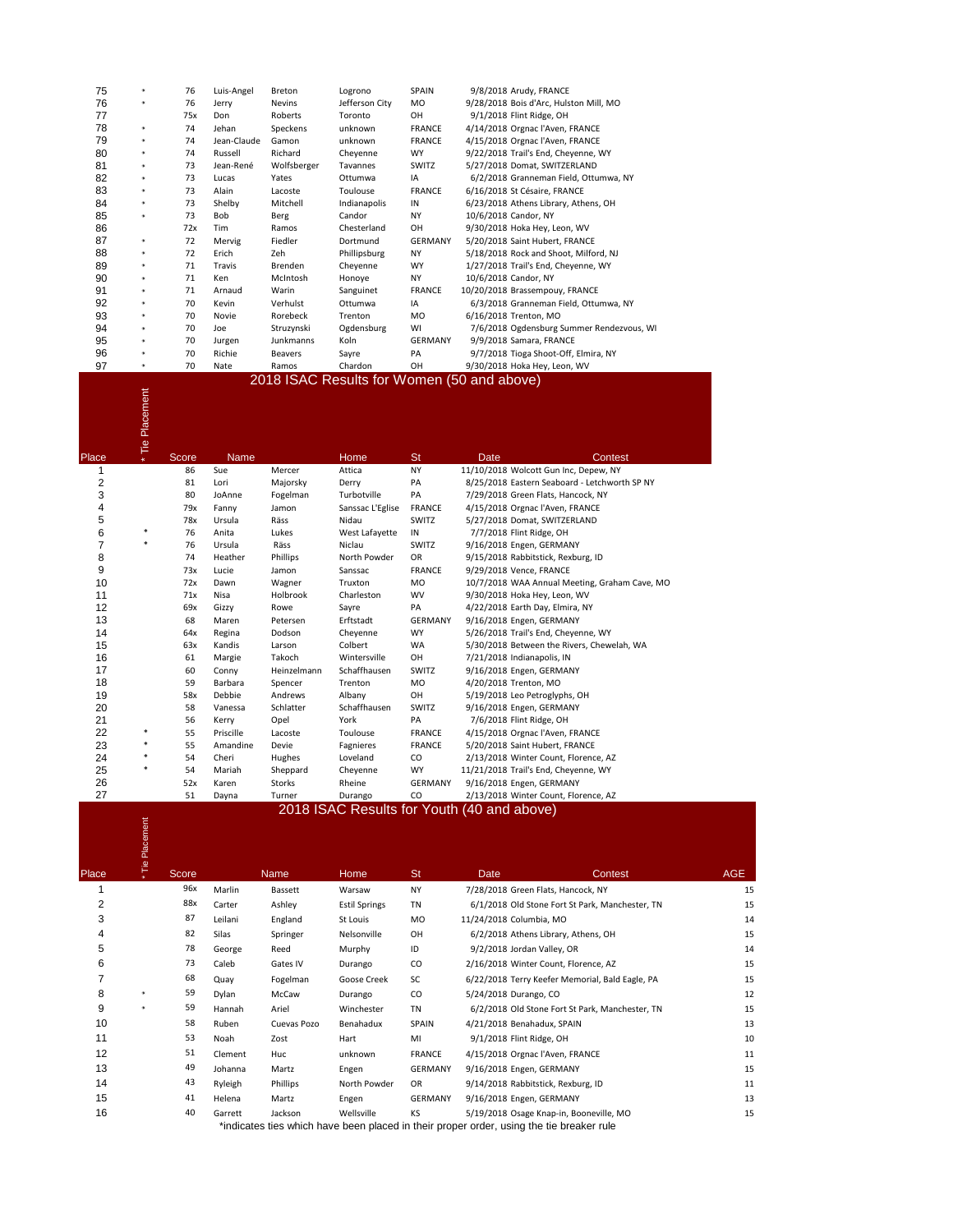| | | | | | | | | |
|---|---|---|---|---|---|---|---|---|
| 75 | * | 76 | Luis-Angel | Breton | Logrono | SPAIN | 9/8/2018 | Arudy, FRANCE |
| 76 | * | 76 | Jerry | Nevins | Jefferson City | MO | 9/28/2018 | Bois d'Arc, Hulston Mill, MO |
| 77 | | 75x | Don | Roberts | Toronto | OH | 9/1/2018 | Flint Ridge, OH |
| 78 | * | 74 | Jehan | Speckens | unknown | FRANCE | 4/14/2018 | Orgnac l'Aven, FRANCE |
| 79 | * | 74 | Jean-Claude | Gamon | unknown | FRANCE | 4/15/2018 | Orgnac l'Aven, FRANCE |
| 80 | * | 74 | Russell | Richard | Cheyenne | WY | 9/22/2018 | Trail's End, Cheyenne, WY |
| 81 | * | 73 | Jean-René | Wolfsberger | Tavannes | SWITZ | 5/27/2018 | Domat, SWITZERLAND |
| 82 | * | 73 | Lucas | Yates | Ottumwa | IA | 6/2/2018 | Granneman Field, Ottumwa, NY |
| 83 | * | 73 | Alain | Lacoste | Toulouse | FRANCE | 6/16/2018 | St Césaire, FRANCE |
| 84 | * | 73 | Shelby | Mitchell | Indianapolis | IN | 6/23/2018 | Athens Library, Athens, OH |
| 85 | * | 73 | Bob | Berg | Candor | NY | 10/6/2018 | Candor, NY |
| 86 | | 72x | Tim | Ramos | Chesterland | OH | 9/30/2018 | Hoka Hey, Leon, WV |
| 87 | * | 72 | Mervig | Fiedler | Dortmund | GERMANY | 5/20/2018 | Saint Hubert, FRANCE |
| 88 | * | 72 | Erich | Zeh | Phillipsburg | NY | 5/18/2018 | Rock and Shoot, Milford, NJ |
| 89 | * | 71 | Travis | Brenden | Cheyenne | WY | 1/27/2018 | Trail's End, Cheyenne, WY |
| 90 | * | 71 | Ken | McIntosh | Honoye | NY | 10/6/2018 | Candor, NY |
| 91 | * | 71 | Arnaud | Warin | Sanguinet | FRANCE | 10/20/2018 | Brassempouy, FRANCE |
| 92 | * | 70 | Kevin | Verhulst | Ottumwa | IA | 6/3/2018 | Granneman Field, Ottumwa, NY |
| 93 | * | 70 | Novie | Rorebeck | Trenton | MO | 6/16/2018 | Trenton, MO |
| 94 | * | 70 | Joe | Struzynski | Ogdensburg | WI | 7/6/2018 | Ogdensburg Summer Rendezvous, WI |
| 95 | * | 70 | Jurgen | Junkmanns | Koln | GERMANY | 9/9/2018 | Samara, FRANCE |
| 96 | * | 70 | Richie | Beavers | Sayre | PA | 9/7/2018 | Tioga Shoot-Off, Elmira, NY |
| 97 | * | 70 | Nate | Ramos | Chardon | OH | 9/30/2018 | Hoka Hey, Leon, WV |

## 2018 ISAC Results for Women (50 and above)

| Place | * Tie Placement | Score | Name | | Home | St | Date | Contest |
|---|---|---|---|---|---|---|---|---|
| 1 | | 86 | Sue | Mercer | Attica | NY | 11/10/2018 | Wolcott Gun Inc, Depew, NY |
| 2 | | 81 | Lori | Majorsky | Derry | PA | 8/25/2018 | Eastern Seaboard - Letchworth SP NY |
| 3 | | 80 | JoAnne | Fogelman | Turbotville | PA | 7/29/2018 | Green Flats, Hancock, NY |
| 4 | | 79x | Fanny | Jamon | Sanssac L'Eglise | FRANCE | 4/15/2018 | Orgnac l'Aven, FRANCE |
| 5 | | 78x | Ursula | Räss | Nidau | SWITZ | 5/27/2018 | Domat, SWITZERLAND |
| 6 | * | 76 | Anita | Lukes | West Lafayette | IN | 7/7/2018 | Flint Ridge, OH |
| 7 | * | 76 | Ursula | Räss | Niclau | SWITZ | 9/16/2018 | Engen, GERMANY |
| 8 | | 74 | Heather | Phillips | North Powder | OR | 9/15/2018 | Rabbitstick, Rexburg, ID |
| 9 | | 73x | Lucie | Jamon | Sanssac | FRANCE | 9/29/2018 | Vence, FRANCE |
| 10 | | 72x | Dawn | Wagner | Truxton | MO | 10/7/2018 | WAA Annual Meeting, Graham Cave, MO |
| 11 | | 71x | Nisa | Holbrook | Charleston | WV | 9/30/2018 | Hoka Hey, Leon, WV |
| 12 | | 69x | Gizzy | Rowe | Sayre | PA | 4/22/2018 | Earth Day, Elmira, NY |
| 13 | | 68 | Maren | Petersen | Erftstadt | GERMANY | 9/16/2018 | Engen, GERMANY |
| 14 | | 64x | Regina | Dodson | Cheyenne | WY | 5/26/2018 | Trail's End, Cheyenne, WY |
| 15 | | 63x | Kandis | Larson | Colbert | WA | 5/30/2018 | Between the Rivers, Chewelah, WA |
| 16 | | 61 | Margie | Takoch | Wintersville | OH | 7/21/2018 | Indianapolis, IN |
| 17 | | 60 | Conny | Heinzelmann | Schaffhausen | SWITZ | 9/16/2018 | Engen, GERMANY |
| 18 | | 59 | Barbara | Spencer | Trenton | MO | 4/20/2018 | Trenton, MO |
| 19 | | 58x | Debbie | Andrews | Albany | OH | 5/19/2018 | Leo Petroglyphs, OH |
| 20 | | 58 | Vanessa | Schlatter | Schaffhausen | SWITZ | 9/16/2018 | Engen, GERMANY |
| 21 | | 56 | Kerry | Opel | York | PA | 7/6/2018 | Flint Ridge, OH |
| 22 | * | 55 | Priscille | Lacoste | Toulouse | FRANCE | 4/15/2018 | Orgnac l'Aven, FRANCE |
| 23 | * | 55 | Amandine | Devie | Fagnieres | FRANCE | 5/20/2018 | Saint Hubert, FRANCE |
| 24 | * | 54 | Cheri | Hughes | Loveland | CO | 2/13/2018 | Winter Count, Florence, AZ |
| 25 | * | 54 | Mariah | Sheppard | Cheyenne | WY | 11/21/2018 | Trail's End, Cheyenne, WY |
| 26 | | 52x | Karen | Storks | Rheine | GERMANY | 9/16/2018 | Engen, GERMANY |
| 27 | | 51 | Dayna | Turner | Durango | CO | 2/13/2018 | Winter Count, Florence, AZ |

## 2018 ISAC Results for Youth (40 and above)

| Place | * Tie Placement | Score | Name | | Home | St | Date | Contest | AGE |
|---|---|---|---|---|---|---|---|---|---|
| 1 | | 96x | Marlin | Bassett | Warsaw | NY | 7/28/2018 | Green Flats, Hancock, NY | 15 |
| 2 | | 88x | Carter | Ashley | Estil Springs | TN | 6/1/2018 | Old Stone Fort St Park, Manchester, TN | 15 |
| 3 | | 87 | Leilani | England | St Louis | MO | 11/24/2018 | Columbia, MO | 14 |
| 4 | | 82 | Silas | Springer | Nelsonville | OH | 6/2/2018 | Athens Library, Athens, OH | 15 |
| 5 | | 78 | George | Reed | Murphy | ID | 9/2/2018 | Jordan Valley, OR | 14 |
| 6 | | 73 | Caleb | Gates IV | Durango | CO | 2/16/2018 | Winter Count, Florence, AZ | 15 |
| 7 | | 68 | Quay | Fogelman | Goose Creek | SC | 6/22/2018 | Terry Keefer Memorial, Bald Eagle, PA | 15 |
| 8 | * | 59 | Dylan | McCaw | Durango | CO | 5/24/2018 | Durango, CO | 12 |
| 9 | * | 59 | Hannah | Ariel | Winchester | TN | 6/2/2018 | Old Stone Fort St Park, Manchester, TN | 15 |
| 10 | | 58 | Ruben | Cuevas Pozo | Benahadux | SPAIN | 4/21/2018 | Benahadux, SPAIN | 13 |
| 11 | | 53 | Noah | Zost | Hart | MI | 9/1/2018 | Flint Ridge, OH | 10 |
| 12 | | 51 | Clement | Huc | unknown | FRANCE | 4/15/2018 | Orgnac l'Aven, FRANCE | 11 |
| 13 | | 49 | Johanna | Martz | Engen | GERMANY | 9/16/2018 | Engen, GERMANY | 15 |
| 14 | | 43 | Ryleigh | Phillips | North Powder | OR | 9/14/2018 | Rabbitstick, Rexburg, ID | 11 |
| 15 | | 41 | Helena | Martz | Engen | GERMANY | 9/16/2018 | Engen, GERMANY | 13 |
| 16 | | 40 | Garrett | Jackson | Wellsville | KS | 5/19/2018 | Osage Knap-in, Booneville, MO | 15 |

*indicates ties which have been placed in their proper order, using the tie breaker rule